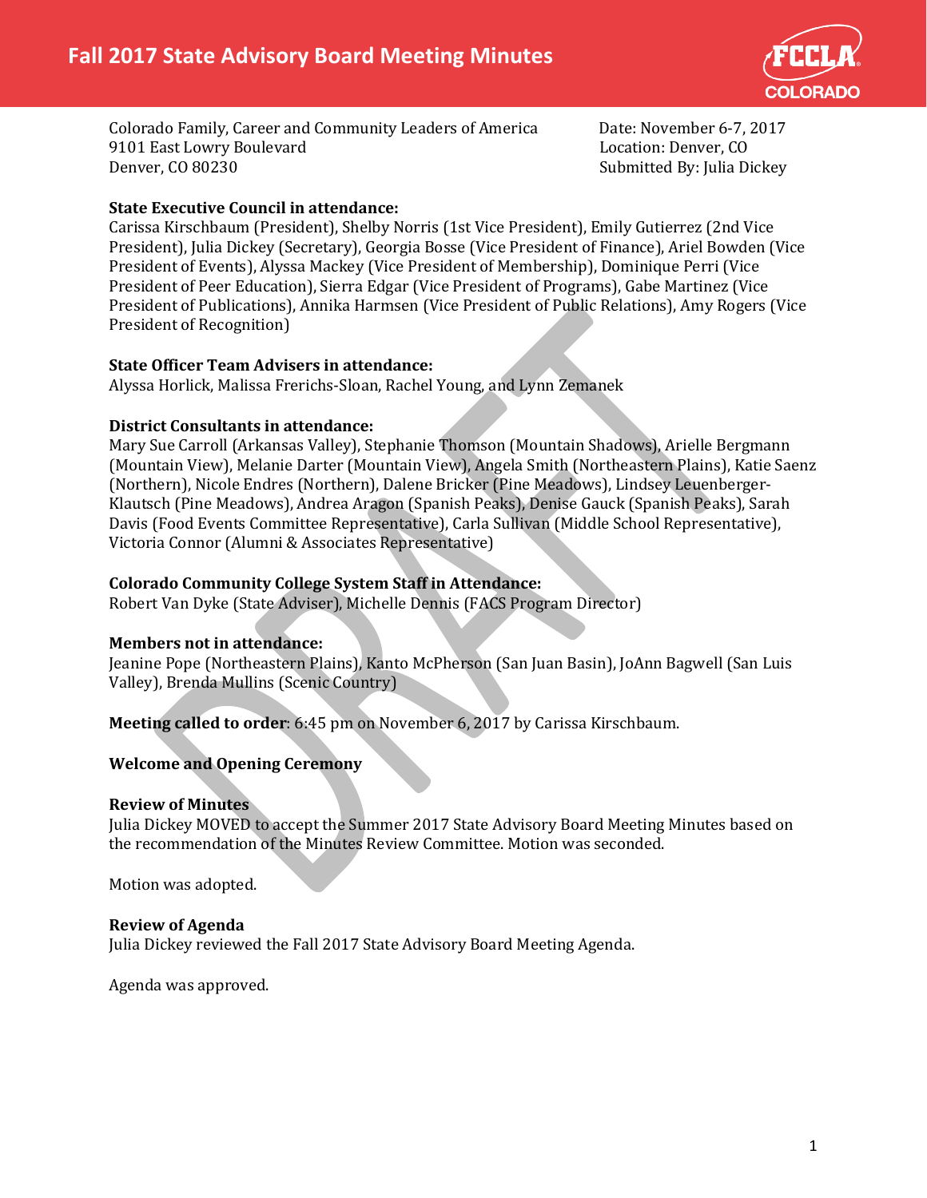# Fall 2017 State Advisory Board Meeting Minutes

Colorado Family, Career and Community Leaders of America
9101 East Lowry Boulevard
Denver, CO 80230

Date: November 6-7, 2017
Location: Denver, CO
Submitted By: Julia Dickey

**State Executive Council in attendance:**
Carissa Kirschbaum (President), Shelby Norris (1st Vice President), Emily Gutierrez (2nd Vice President), Julia Dickey (Secretary), Georgia Bosse (Vice President of Finance), Ariel Bowden (Vice President of Events), Alyssa Mackey (Vice President of Membership), Dominique Perri (Vice President of Peer Education), Sierra Edgar (Vice President of Programs), Gabe Martinez (Vice President of Publications), Annika Harmsen (Vice President of Public Relations), Amy Rogers (Vice President of Recognition)

**State Officer Team Advisers in attendance:**
Alyssa Horlick, Malissa Frerichs-Sloan, Rachel Young, and Lynn Zemanek

**District Consultants in attendance:**
Mary Sue Carroll (Arkansas Valley), Stephanie Thomson (Mountain Shadows), Arielle Bergmann (Mountain View), Melanie Darter (Mountain View), Angela Smith (Northeastern Plains), Katie Saenz (Northern), Nicole Endres (Northern), Dalene Bricker (Pine Meadows), Lindsey Leuenberger-Klautsch (Pine Meadows), Andrea Aragon (Spanish Peaks), Denise Gauck (Spanish Peaks), Sarah Davis (Food Events Committee Representative), Carla Sullivan (Middle School Representative), Victoria Connor (Alumni & Associates Representative)

**Colorado Community College System Staff in Attendance:**
Robert Van Dyke (State Adviser), Michelle Dennis (FACS Program Director)

**Members not in attendance:**
Jeanine Pope (Northeastern Plains), Kanto McPherson (San Juan Basin), JoAnn Bagwell (San Luis Valley), Brenda Mullins (Scenic Country)

**Meeting called to order**: 6:45 pm on November 6, 2017 by Carissa Kirschbaum.

**Welcome and Opening Ceremony**

**Review of Minutes**
Julia Dickey MOVED to accept the Summer 2017 State Advisory Board Meeting Minutes based on the recommendation of the Minutes Review Committee. Motion was seconded.

Motion was adopted.

**Review of Agenda**
Julia Dickey reviewed the Fall 2017 State Advisory Board Meeting Agenda.

Agenda was approved.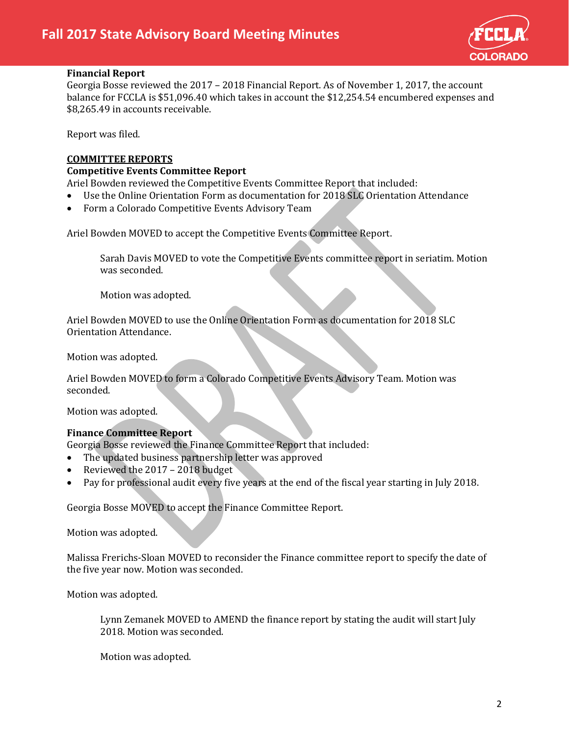**Financial Report**
Georgia Bosse reviewed the 2017 – 2018 Financial Report. As of November 1, 2017, the account balance for FCCLA is $51,096.40 which takes in account the $12,254.54 encumbered expenses and $8,265.49 in accounts receivable.

Report was filed.

## COMMITTEE REPORTS

**Competitive Events Committee Report**
Ariel Bowden reviewed the Competitive Events Committee Report that included:

- Use the Online Orientation Form as documentation for 2018 SLC Orientation Attendance
- Form a Colorado Competitive Events Advisory Team

Ariel Bowden MOVED to accept the Competitive Events Committee Report.

> Sarah Davis MOVED to vote the Competitive Events committee report in seriatim. Motion was seconded.
>
> Motion was adopted.

Ariel Bowden MOVED to use the Online Orientation Form as documentation for 2018 SLC Orientation Attendance.

Motion was adopted.

Ariel Bowden MOVED to form a Colorado Competitive Events Advisory Team. Motion was seconded.

Motion was adopted.

**Finance Committee Report**
Georgia Bosse reviewed the Finance Committee Report that included:

- The updated business partnership letter was approved
- Reviewed the 2017 – 2018 budget
- Pay for professional audit every five years at the end of the fiscal year starting in July 2018.

Georgia Bosse MOVED to accept the Finance Committee Report.

Motion was adopted.

Malissa Frerichs-Sloan MOVED to reconsider the Finance committee report to specify the date of the five year now. Motion was seconded.

Motion was adopted.

> Lynn Zemanek MOVED to AMEND the finance report by stating the audit will start July 2018. Motion was seconded.
>
> Motion was adopted.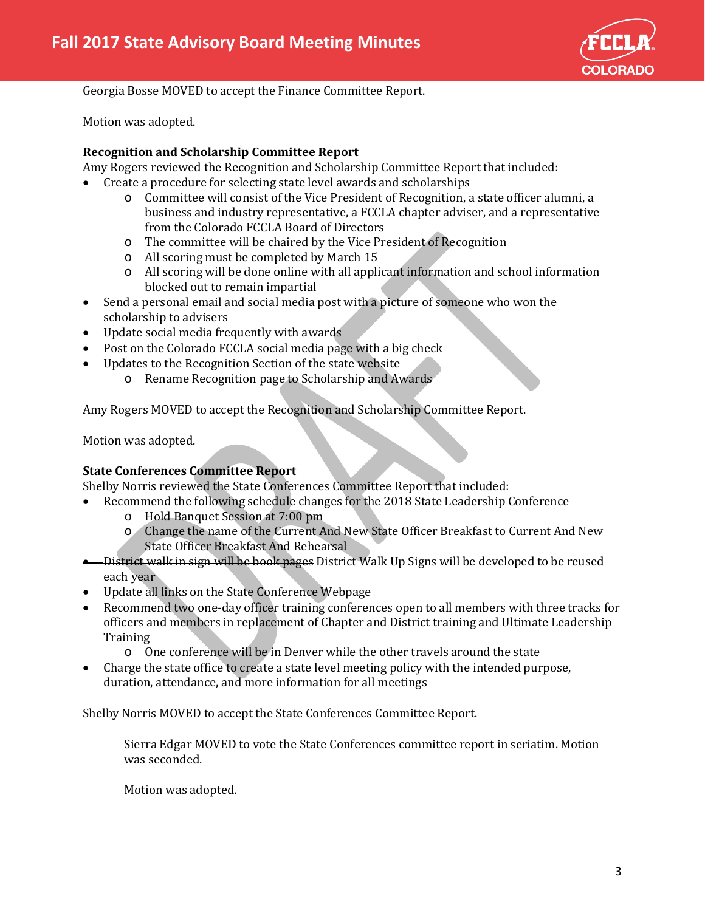Georgia Bosse MOVED to accept the Finance Committee Report.

Motion was adopted.

**Recognition and Scholarship Committee Report**

Amy Rogers reviewed the Recognition and Scholarship Committee Report that included:

- Create a procedure for selecting state level awards and scholarships
  - Committee will consist of the Vice President of Recognition, a state officer alumni, a business and industry representative, a FCCLA chapter adviser, and a representative from the Colorado FCCLA Board of Directors
  - The committee will be chaired by the Vice President of Recognition
  - All scoring must be completed by March 15
  - All scoring will be done online with all applicant information and school information blocked out to remain impartial
- Send a personal email and social media post with a picture of someone who won the scholarship to advisers
- Update social media frequently with awards
- Post on the Colorado FCCLA social media page with a big check
- Updates to the Recognition Section of the state website
  - Rename Recognition page to Scholarship and Awards

Amy Rogers MOVED to accept the Recognition and Scholarship Committee Report.

Motion was adopted.

**State Conferences Committee Report**

Shelby Norris reviewed the State Conferences Committee Report that included:

- Recommend the following schedule changes for the 2018 State Leadership Conference
  - Hold Banquet Session at 7:00 pm
  - Change the name of the Current And New State Officer Breakfast to Current And New State Officer Breakfast And Rehearsal
- ~~District walk in sign will be book pages~~ District Walk Up Signs will be developed to be reused each year
- Update all links on the State Conference Webpage
- Recommend two one-day officer training conferences open to all members with three tracks for officers and members in replacement of Chapter and District training and Ultimate Leadership Training
  - One conference will be in Denver while the other travels around the state
- Charge the state office to create a state level meeting policy with the intended purpose, duration, attendance, and more information for all meetings

Shelby Norris MOVED to accept the State Conferences Committee Report.

> Sierra Edgar MOVED to vote the State Conferences committee report in seriatim. Motion was seconded.
>
> Motion was adopted.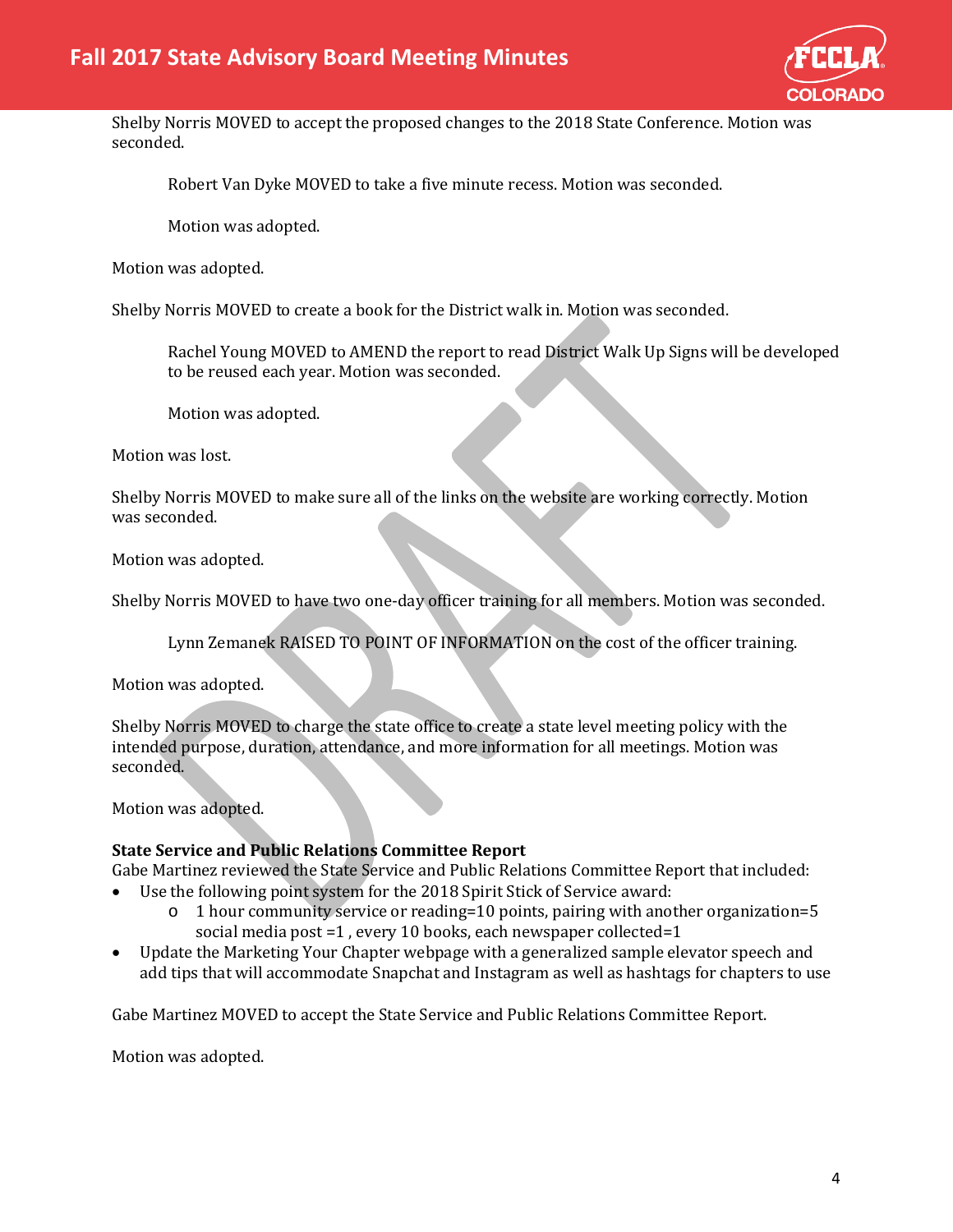Shelby Norris MOVED to accept the proposed changes to the 2018 State Conference. Motion was seconded.

> Robert Van Dyke MOVED to take a five minute recess. Motion was seconded.
>
> Motion was adopted.

Motion was adopted.

Shelby Norris MOVED to create a book for the District walk in. Motion was seconded.

> Rachel Young MOVED to AMEND the report to read District Walk Up Signs will be developed to be reused each year. Motion was seconded.
>
> Motion was adopted.

Motion was lost.

Shelby Norris MOVED to make sure all of the links on the website are working correctly. Motion was seconded.

Motion was adopted.

Shelby Norris MOVED to have two one-day officer training for all members. Motion was seconded.

> Lynn Zemanek RAISED TO POINT OF INFORMATION on the cost of the officer training.

Motion was adopted.

Shelby Norris MOVED to charge the state office to create a state level meeting policy with the intended purpose, duration, attendance, and more information for all meetings. Motion was seconded.

Motion was adopted.

**State Service and Public Relations Committee Report**

Gabe Martinez reviewed the State Service and Public Relations Committee Report that included:

- Use the following point system for the 2018 Spirit Stick of Service award:
  - 1 hour community service or reading=10 points, pairing with another organization=5 social media post =1 , every 10 books, each newspaper collected=1
- Update the Marketing Your Chapter webpage with a generalized sample elevator speech and add tips that will accommodate Snapchat and Instagram as well as hashtags for chapters to use

Gabe Martinez MOVED to accept the State Service and Public Relations Committee Report.

Motion was adopted.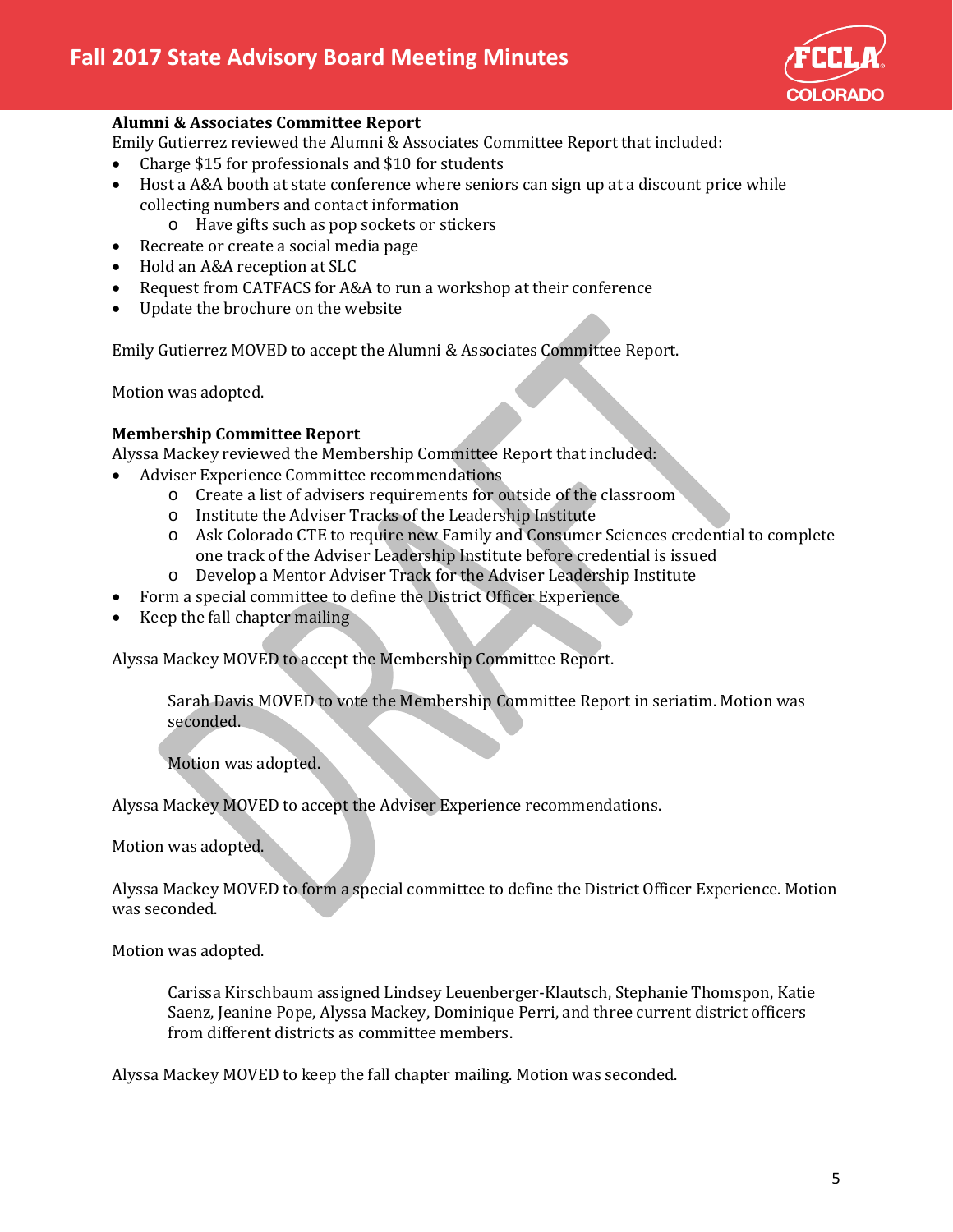**Alumni & Associates Committee Report**

Emily Gutierrez reviewed the Alumni & Associates Committee Report that included:

- Charge $15 for professionals and $10 for students
- Host a A&A booth at state conference where seniors can sign up at a discount price while collecting numbers and contact information
    - Have gifts such as pop sockets or stickers
- Recreate or create a social media page
- Hold an A&A reception at SLC
- Request from CATFACS for A&A to run a workshop at their conference
- Update the brochure on the website

Emily Gutierrez MOVED to accept the Alumni & Associates Committee Report.

Motion was adopted.

**Membership Committee Report**

Alyssa Mackey reviewed the Membership Committee Report that included:

- Adviser Experience Committee recommendations
    - Create a list of advisers requirements for outside of the classroom
    - Institute the Adviser Tracks of the Leadership Institute
    - Ask Colorado CTE to require new Family and Consumer Sciences credential to complete one track of the Adviser Leadership Institute before credential is issued
    - Develop a Mentor Adviser Track for the Adviser Leadership Institute
- Form a special committee to define the District Officer Experience
- Keep the fall chapter mailing

Alyssa Mackey MOVED to accept the Membership Committee Report.

> Sarah Davis MOVED to vote the Membership Committee Report in seriatim. Motion was seconded.
>
> Motion was adopted.

Alyssa Mackey MOVED to accept the Adviser Experience recommendations.

Motion was adopted.

Alyssa Mackey MOVED to form a special committee to define the District Officer Experience. Motion was seconded.

Motion was adopted.

> Carissa Kirschbaum assigned Lindsey Leuenberger-Klautsch, Stephanie Thomspon, Katie Saenz, Jeanine Pope, Alyssa Mackey, Dominique Perri, and three current district officers from different districts as committee members.

Alyssa Mackey MOVED to keep the fall chapter mailing. Motion was seconded.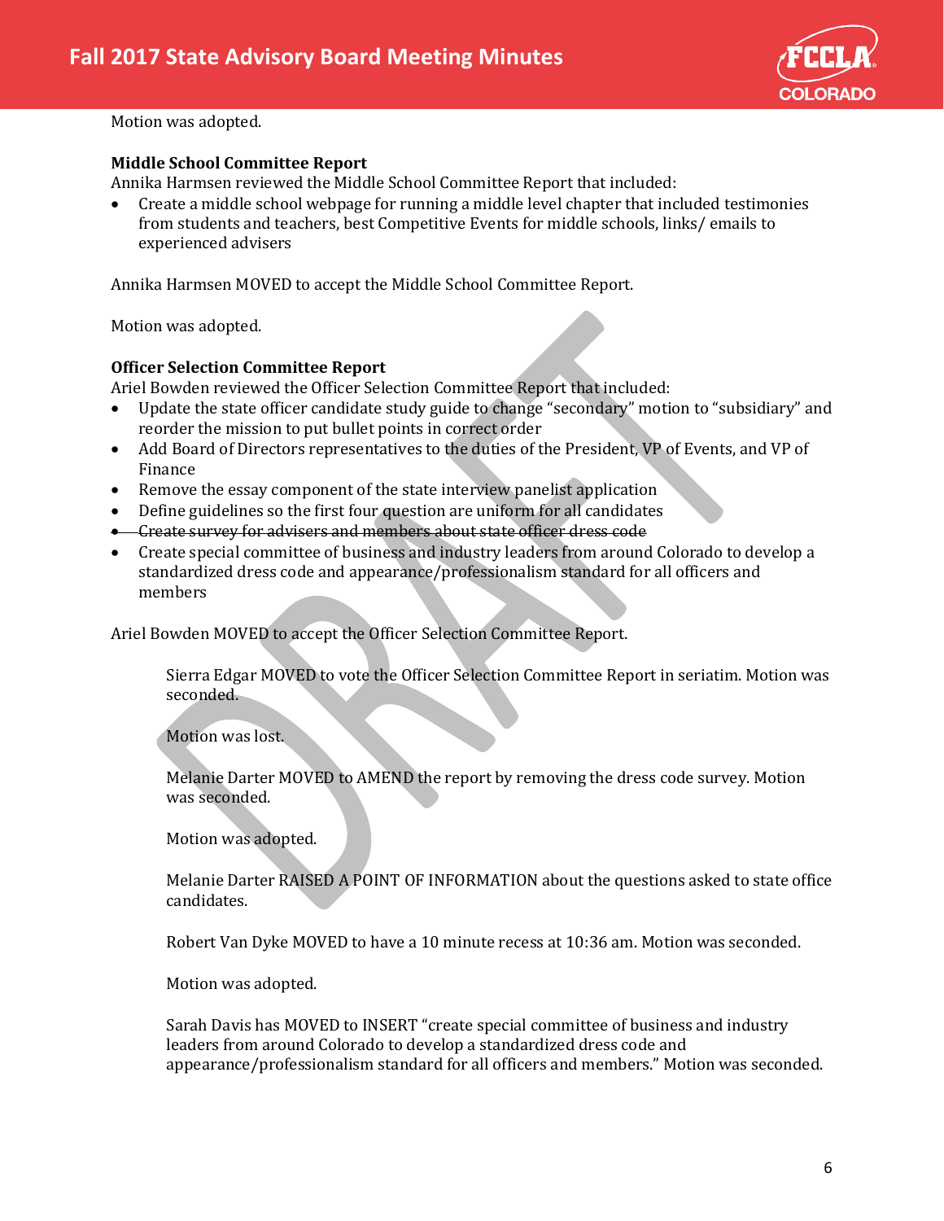Motion was adopted.

**Middle School Committee Report**

Annika Harmsen reviewed the Middle School Committee Report that included:

- Create a middle school webpage for running a middle level chapter that included testimonies from students and teachers, best Competitive Events for middle schools, links/ emails to experienced advisers

Annika Harmsen MOVED to accept the Middle School Committee Report.

Motion was adopted.

**Officer Selection Committee Report**

Ariel Bowden reviewed the Officer Selection Committee Report that included:

- Update the state officer candidate study guide to change "secondary" motion to "subsidiary" and reorder the mission to put bullet points in correct order
- Add Board of Directors representatives to the duties of the President, VP of Events, and VP of Finance
- Remove the essay component of the state interview panelist application
- Define guidelines so the first four question are uniform for all candidates
- ~~Create survey for advisers and members about state officer dress code~~
- Create special committee of business and industry leaders from around Colorado to develop a standardized dress code and appearance/professionalism standard for all officers and members

Ariel Bowden MOVED to accept the Officer Selection Committee Report.

> Sierra Edgar MOVED to vote the Officer Selection Committee Report in seriatim. Motion was seconded.
>
> Motion was lost.
>
> Melanie Darter MOVED to AMEND the report by removing the dress code survey. Motion was seconded.
>
> Motion was adopted.
>
> Melanie Darter RAISED A POINT OF INFORMATION about the questions asked to state office candidates.
>
> Robert Van Dyke MOVED to have a 10 minute recess at 10:36 am. Motion was seconded.
>
> Motion was adopted.
>
> Sarah Davis has MOVED to INSERT "create special committee of business and industry leaders from around Colorado to develop a standardized dress code and appearance/professionalism standard for all officers and members." Motion was seconded.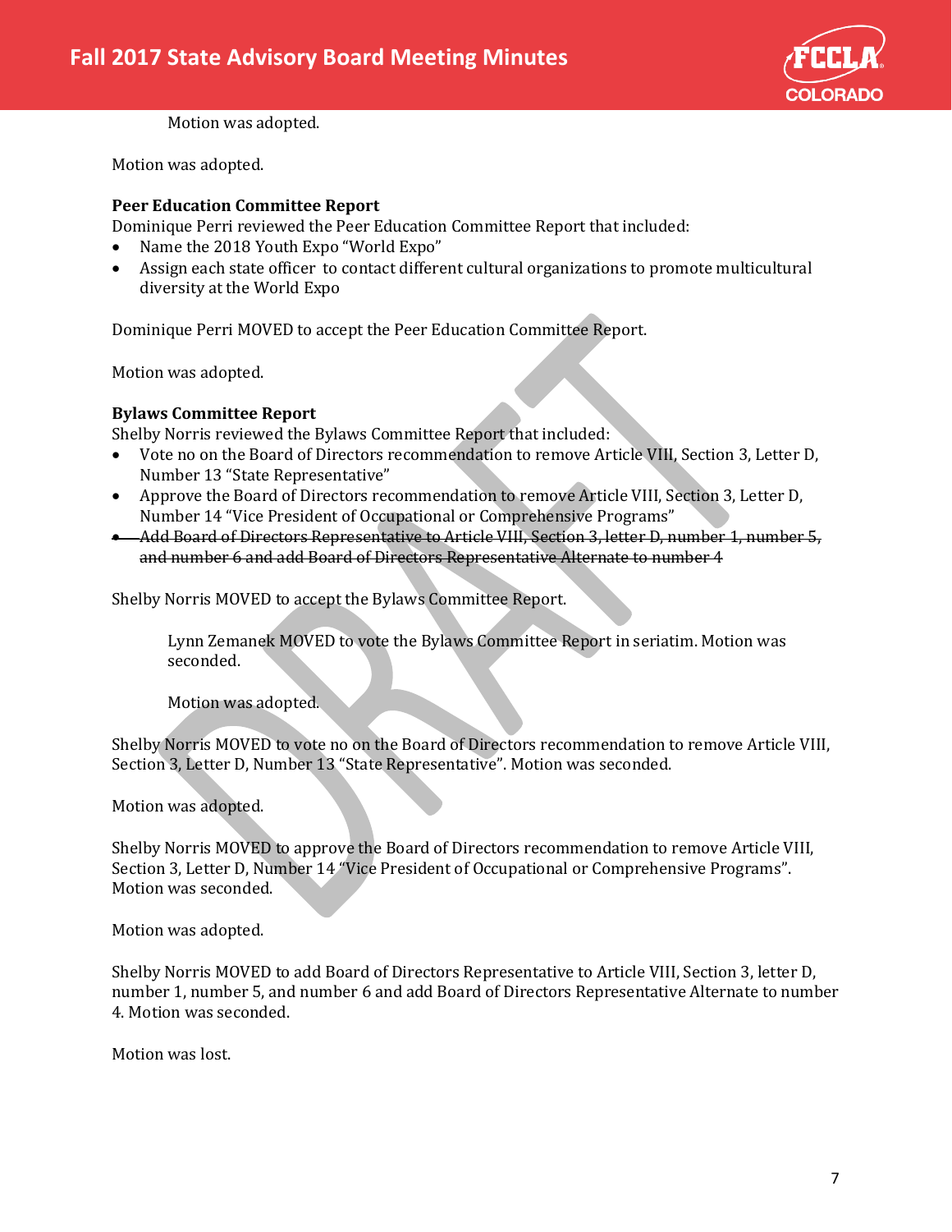Motion was adopted.

Motion was adopted.

**Peer Education Committee Report**
Dominique Perri reviewed the Peer Education Committee Report that included:

- Name the 2018 Youth Expo "World Expo"
- Assign each state officer to contact different cultural organizations to promote multicultural diversity at the World Expo

Dominique Perri MOVED to accept the Peer Education Committee Report.

Motion was adopted.

**Bylaws Committee Report**
Shelby Norris reviewed the Bylaws Committee Report that included:

- Vote no on the Board of Directors recommendation to remove Article VIII, Section 3, Letter D, Number 13 "State Representative"
- Approve the Board of Directors recommendation to remove Article VIII, Section 3, Letter D, Number 14 "Vice President of Occupational or Comprehensive Programs"
- ~~Add Board of Directors Representative to Article VIII, Section 3, letter D, number 1, number 5, and number 6 and add Board of Directors Representative Alternate to number 4~~

Shelby Norris MOVED to accept the Bylaws Committee Report.

Lynn Zemanek MOVED to vote the Bylaws Committee Report in seriatim. Motion was seconded.

Motion was adopted.

Shelby Norris MOVED to vote no on the Board of Directors recommendation to remove Article VIII, Section 3, Letter D, Number 13 "State Representative". Motion was seconded.

Motion was adopted.

Shelby Norris MOVED to approve the Board of Directors recommendation to remove Article VIII, Section 3, Letter D, Number 14 "Vice President of Occupational or Comprehensive Programs". Motion was seconded.

Motion was adopted.

Shelby Norris MOVED to add Board of Directors Representative to Article VIII, Section 3, letter D, number 1, number 5, and number 6 and add Board of Directors Representative Alternate to number 4. Motion was seconded.

Motion was lost.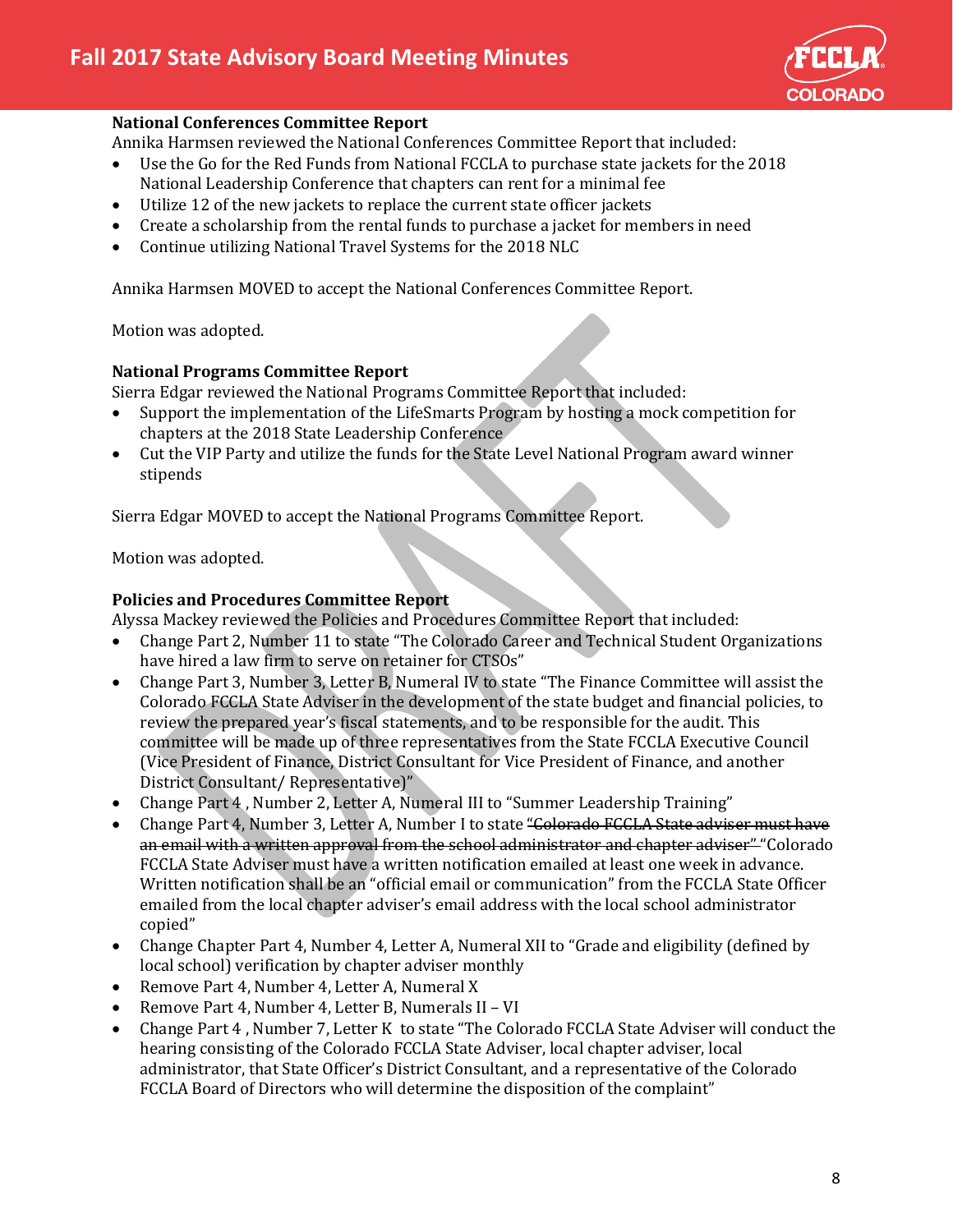### National Conferences Committee Report

Annika Harmsen reviewed the National Conferences Committee Report that included:

- Use the Go for the Red Funds from National FCCLA to purchase state jackets for the 2018 National Leadership Conference that chapters can rent for a minimal fee
- Utilize 12 of the new jackets to replace the current state officer jackets
- Create a scholarship from the rental funds to purchase a jacket for members in need
- Continue utilizing National Travel Systems for the 2018 NLC

Annika Harmsen MOVED to accept the National Conferences Committee Report.

Motion was adopted.

### National Programs Committee Report

Sierra Edgar reviewed the National Programs Committee Report that included:

- Support the implementation of the LifeSmarts Program by hosting a mock competition for chapters at the 2018 State Leadership Conference
- Cut the VIP Party and utilize the funds for the State Level National Program award winner stipends

Sierra Edgar MOVED to accept the National Programs Committee Report.

Motion was adopted.

### Policies and Procedures Committee Report

Alyssa Mackey reviewed the Policies and Procedures Committee Report that included:

- Change Part 2, Number 11 to state "The Colorado Career and Technical Student Organizations have hired a law firm to serve on retainer for CTSOs"
- Change Part 3, Number 3, Letter B, Numeral IV to state "The Finance Committee will assist the Colorado FCCLA State Adviser in the development of the state budget and financial policies, to review the prepared year's fiscal statements, and to be responsible for the audit. This committee will be made up of three representatives from the State FCCLA Executive Council (Vice President of Finance, District Consultant for Vice President of Finance, and another District Consultant/ Representative)"
- Change Part 4 , Number 2, Letter A, Numeral III to "Summer Leadership Training"
- Change Part 4, Number 3, Letter A, Number I to state ~~"Colorado FCCLA State adviser must have an email with a written approval from the school administrator and chapter adviser"~~ "Colorado FCCLA State Adviser must have a written notification emailed at least one week in advance. Written notification shall be an "official email or communication" from the FCCLA State Officer emailed from the local chapter adviser's email address with the local school administrator copied"
- Change Chapter Part 4, Number 4, Letter A, Numeral XII to "Grade and eligibility (defined by local school) verification by chapter adviser monthly
- Remove Part 4, Number 4, Letter A, Numeral X
- Remove Part 4, Number 4, Letter B, Numerals II – VI
- Change Part 4 , Number 7, Letter K to state "The Colorado FCCLA State Adviser will conduct the hearing consisting of the Colorado FCCLA State Adviser, local chapter adviser, local administrator, that State Officer's District Consultant, and a representative of the Colorado FCCLA Board of Directors who will determine the disposition of the complaint"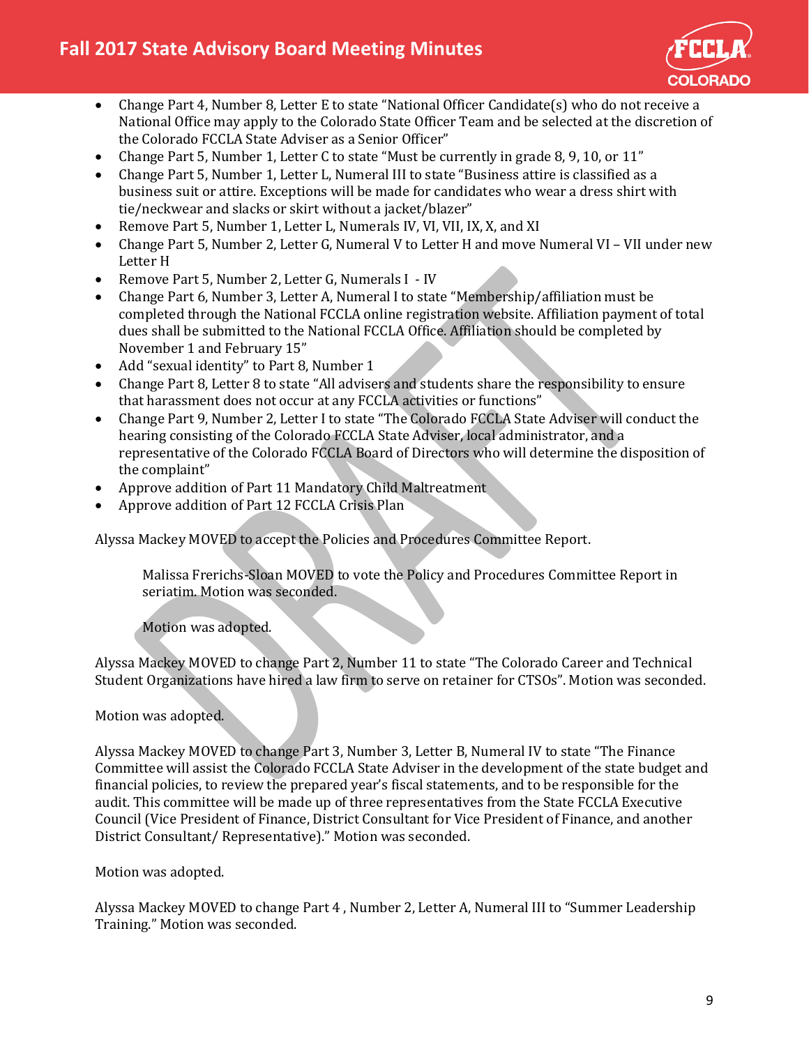- Change Part 4, Number 8, Letter E to state "National Officer Candidate(s) who do not receive a National Office may apply to the Colorado State Officer Team and be selected at the discretion of the Colorado FCCLA State Adviser as a Senior Officer"
- Change Part 5, Number 1, Letter C to state "Must be currently in grade 8, 9, 10, or 11"
- Change Part 5, Number 1, Letter L, Numeral III to state "Business attire is classified as a business suit or attire. Exceptions will be made for candidates who wear a dress shirt with tie/neckwear and slacks or skirt without a jacket/blazer"
- Remove Part 5, Number 1, Letter L, Numerals IV, VI, VII, IX, X, and XI
- Change Part 5, Number 2, Letter G, Numeral V to Letter H and move Numeral VI – VII under new Letter H
- Remove Part 5, Number 2, Letter G, Numerals I - IV
- Change Part 6, Number 3, Letter A, Numeral I to state "Membership/affiliation must be completed through the National FCCLA online registration website. Affiliation payment of total dues shall be submitted to the National FCCLA Office. Affiliation should be completed by November 1 and February 15"
- Add "sexual identity" to Part 8, Number 1
- Change Part 8, Letter 8 to state "All advisers and students share the responsibility to ensure that harassment does not occur at any FCCLA activities or functions"
- Change Part 9, Number 2, Letter I to state "The Colorado FCCLA State Adviser will conduct the hearing consisting of the Colorado FCCLA State Adviser, local administrator, and a representative of the Colorado FCCLA Board of Directors who will determine the disposition of the complaint"
- Approve addition of Part 11 Mandatory Child Maltreatment
- Approve addition of Part 12 FCCLA Crisis Plan

Alyssa Mackey MOVED to accept the Policies and Procedures Committee Report.

> Malissa Frerichs-Sloan MOVED to vote the Policy and Procedures Committee Report in seriatim. Motion was seconded.
>
> Motion was adopted.

Alyssa Mackey MOVED to change Part 2, Number 11 to state "The Colorado Career and Technical Student Organizations have hired a law firm to serve on retainer for CTSOs". Motion was seconded.

Motion was adopted.

Alyssa Mackey MOVED to change Part 3, Number 3, Letter B, Numeral IV to state "The Finance Committee will assist the Colorado FCCLA State Adviser in the development of the state budget and financial policies, to review the prepared year's fiscal statements, and to be responsible for the audit. This committee will be made up of three representatives from the State FCCLA Executive Council (Vice President of Finance, District Consultant for Vice President of Finance, and another District Consultant/ Representative)." Motion was seconded.

Motion was adopted.

Alyssa Mackey MOVED to change Part 4 , Number 2, Letter A, Numeral III to "Summer Leadership Training." Motion was seconded.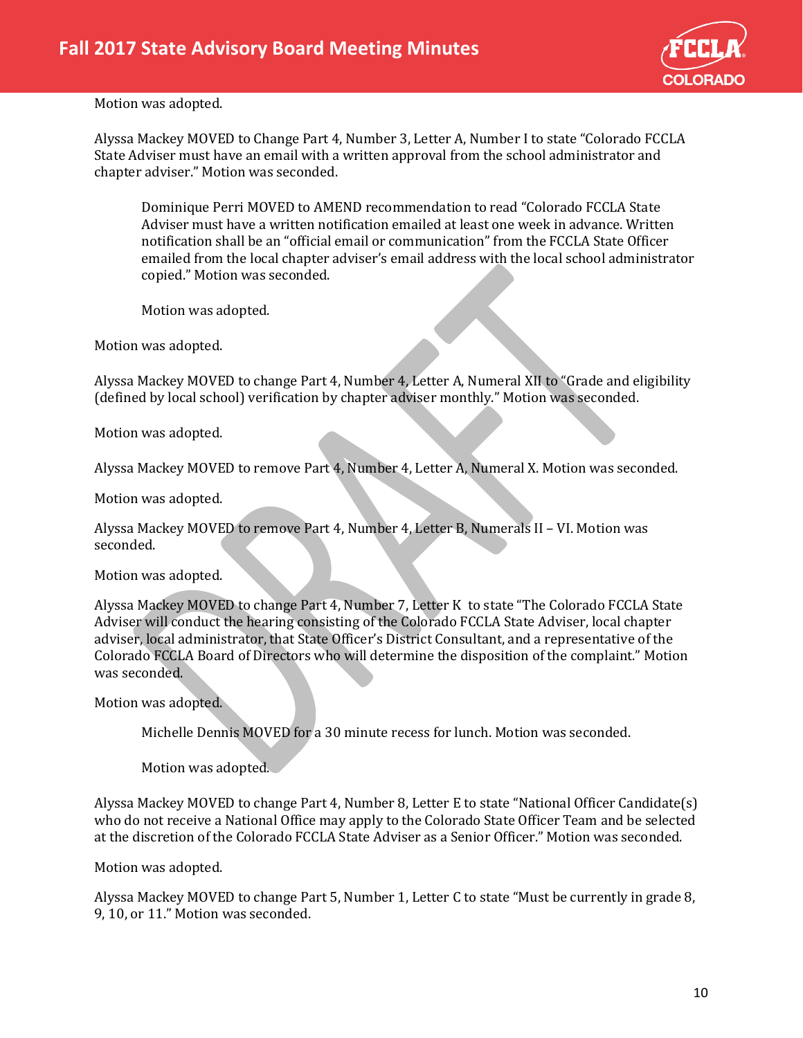Motion was adopted.

Alyssa Mackey MOVED to Change Part 4, Number 3, Letter A, Number I to state "Colorado FCCLA State Adviser must have an email with a written approval from the school administrator and chapter adviser." Motion was seconded.

> Dominique Perri MOVED to AMEND recommendation to read "Colorado FCCLA State Adviser must have a written notification emailed at least one week in advance. Written notification shall be an "official email or communication" from the FCCLA State Officer emailed from the local chapter adviser's email address with the local school administrator copied." Motion was seconded.
>
> Motion was adopted.

Motion was adopted.

Alyssa Mackey MOVED to change Part 4, Number 4, Letter A, Numeral XII to "Grade and eligibility (defined by local school) verification by chapter adviser monthly." Motion was seconded.

Motion was adopted.

Alyssa Mackey MOVED to remove Part 4, Number 4, Letter A, Numeral X. Motion was seconded.

Motion was adopted.

Alyssa Mackey MOVED to remove Part 4, Number 4, Letter B, Numerals II – VI. Motion was seconded.

Motion was adopted.

Alyssa Mackey MOVED to change Part 4, Number 7, Letter K to state "The Colorado FCCLA State Adviser will conduct the hearing consisting of the Colorado FCCLA State Adviser, local chapter adviser, local administrator, that State Officer's District Consultant, and a representative of the Colorado FCCLA Board of Directors who will determine the disposition of the complaint." Motion was seconded.

Motion was adopted.

> Michelle Dennis MOVED for a 30 minute recess for lunch. Motion was seconded.
>
> Motion was adopted.

Alyssa Mackey MOVED to change Part 4, Number 8, Letter E to state "National Officer Candidate(s) who do not receive a National Office may apply to the Colorado State Officer Team and be selected at the discretion of the Colorado FCCLA State Adviser as a Senior Officer." Motion was seconded.

Motion was adopted.

Alyssa Mackey MOVED to change Part 5, Number 1, Letter C to state "Must be currently in grade 8, 9, 10, or 11." Motion was seconded.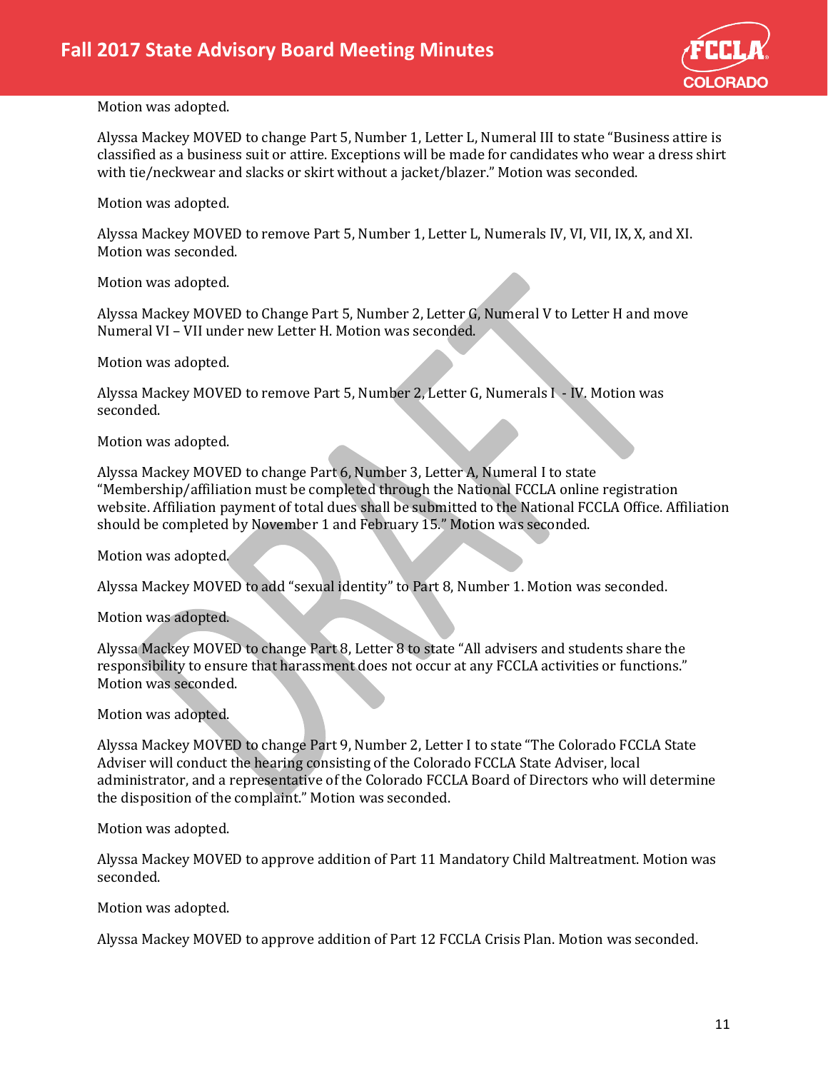Motion was adopted.

Alyssa Mackey MOVED to change Part 5, Number 1, Letter L, Numeral III to state "Business attire is classified as a business suit or attire. Exceptions will be made for candidates who wear a dress shirt with tie/neckwear and slacks or skirt without a jacket/blazer." Motion was seconded.

Motion was adopted.

Alyssa Mackey MOVED to remove Part 5, Number 1, Letter L, Numerals IV, VI, VII, IX, X, and XI. Motion was seconded.

Motion was adopted.

Alyssa Mackey MOVED to Change Part 5, Number 2, Letter G, Numeral V to Letter H and move Numeral VI – VII under new Letter H. Motion was seconded.

Motion was adopted.

Alyssa Mackey MOVED to remove Part 5, Number 2, Letter G, Numerals I - IV. Motion was seconded.

Motion was adopted.

Alyssa Mackey MOVED to change Part 6, Number 3, Letter A, Numeral I to state "Membership/affiliation must be completed through the National FCCLA online registration website. Affiliation payment of total dues shall be submitted to the National FCCLA Office. Affiliation should be completed by November 1 and February 15." Motion was seconded.

Motion was adopted.

Alyssa Mackey MOVED to add "sexual identity" to Part 8, Number 1. Motion was seconded.

Motion was adopted.

Alyssa Mackey MOVED to change Part 8, Letter 8 to state "All advisers and students share the responsibility to ensure that harassment does not occur at any FCCLA activities or functions." Motion was seconded.

Motion was adopted.

Alyssa Mackey MOVED to change Part 9, Number 2, Letter I to state "The Colorado FCCLA State Adviser will conduct the hearing consisting of the Colorado FCCLA State Adviser, local administrator, and a representative of the Colorado FCCLA Board of Directors who will determine the disposition of the complaint." Motion was seconded.

Motion was adopted.

Alyssa Mackey MOVED to approve addition of Part 11 Mandatory Child Maltreatment. Motion was seconded.

Motion was adopted.

Alyssa Mackey MOVED to approve addition of Part 12 FCCLA Crisis Plan. Motion was seconded.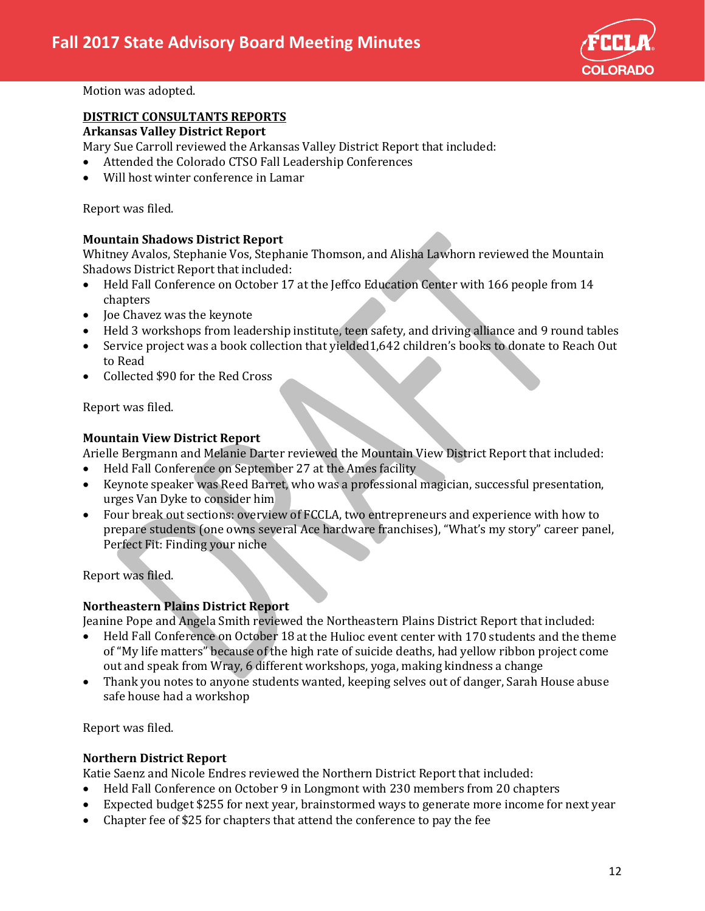Motion was adopted.

## DISTRICT CONSULTANTS REPORTS

### Arkansas Valley District Report

Mary Sue Carroll reviewed the Arkansas Valley District Report that included:

- Attended the Colorado CTSO Fall Leadership Conferences
- Will host winter conference in Lamar

Report was filed.

### Mountain Shadows District Report

Whitney Avalos, Stephanie Vos, Stephanie Thomson, and Alisha Lawhorn reviewed the Mountain Shadows District Report that included:

- Held Fall Conference on October 17 at the Jeffco Education Center with 166 people from 14 chapters
- Joe Chavez was the keynote
- Held 3 workshops from leadership institute, teen safety, and driving alliance and 9 round tables
- Service project was a book collection that yielded1,642 children's books to donate to Reach Out to Read
- Collected $90 for the Red Cross

Report was filed.

### Mountain View District Report

Arielle Bergmann and Melanie Darter reviewed the Mountain View District Report that included:

- Held Fall Conference on September 27 at the Ames facility
- Keynote speaker was Reed Barret, who was a professional magician, successful presentation, urges Van Dyke to consider him
- Four break out sections: overview of FCCLA, two entrepreneurs and experience with how to prepare students (one owns several Ace hardware franchises), "What's my story" career panel, Perfect Fit: Finding your niche

Report was filed.

### Northeastern Plains District Report

Jeanine Pope and Angela Smith reviewed the Northeastern Plains District Report that included:

- Held Fall Conference on October 18 at the Hulioc event center with 170 students and the theme of "My life matters" because of the high rate of suicide deaths, had yellow ribbon project come out and speak from Wray, 6 different workshops, yoga, making kindness a change
- Thank you notes to anyone students wanted, keeping selves out of danger, Sarah House abuse safe house had a workshop

Report was filed.

### Northern District Report

Katie Saenz and Nicole Endres reviewed the Northern District Report that included:

- Held Fall Conference on October 9 in Longmont with 230 members from 20 chapters
- Expected budget $255 for next year, brainstormed ways to generate more income for next year
- Chapter fee of $25 for chapters that attend the conference to pay the fee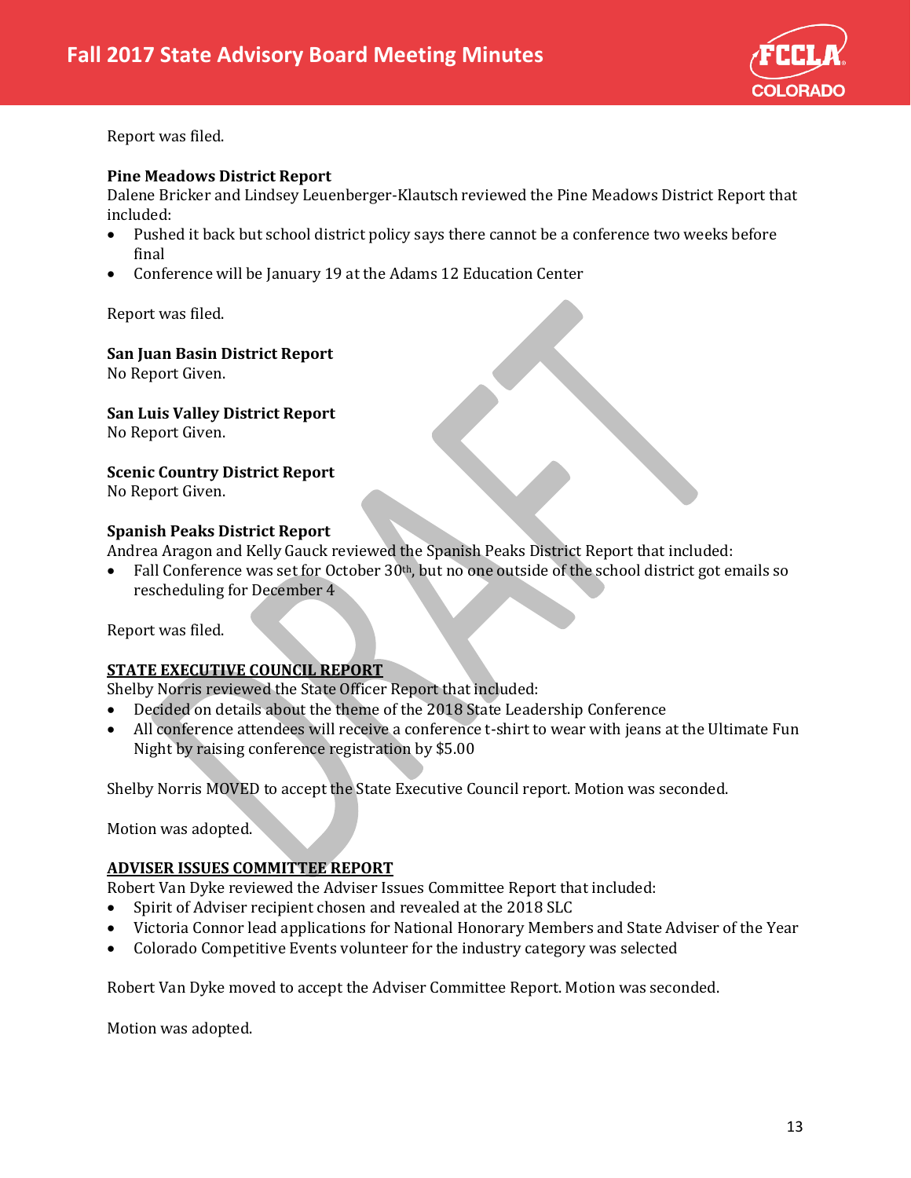Report was filed.

**Pine Meadows District Report**

Dalene Bricker and Lindsey Leuenberger-Klautsch reviewed the Pine Meadows District Report that included:

- Pushed it back but school district policy says there cannot be a conference two weeks before final
- Conference will be January 19 at the Adams 12 Education Center

Report was filed.

**San Juan Basin District Report**

No Report Given.

**San Luis Valley District Report**

No Report Given.

**Scenic Country District Report**

No Report Given.

**Spanish Peaks District Report**

Andrea Aragon and Kelly Gauck reviewed the Spanish Peaks District Report that included:

- Fall Conference was set for October 30th, but no one outside of the school district got emails so rescheduling for December 4

Report was filed.

**STATE EXECUTIVE COUNCIL REPORT**

Shelby Norris reviewed the State Officer Report that included:

- Decided on details about the theme of the 2018 State Leadership Conference
- All conference attendees will receive a conference t-shirt to wear with jeans at the Ultimate Fun Night by raising conference registration by $5.00

Shelby Norris MOVED to accept the State Executive Council report. Motion was seconded.

Motion was adopted.

**ADVISER ISSUES COMMITTEE REPORT**

Robert Van Dyke reviewed the Adviser Issues Committee Report that included:

- Spirit of Adviser recipient chosen and revealed at the 2018 SLC
- Victoria Connor lead applications for National Honorary Members and State Adviser of the Year
- Colorado Competitive Events volunteer for the industry category was selected

Robert Van Dyke moved to accept the Adviser Committee Report. Motion was seconded.

Motion was adopted.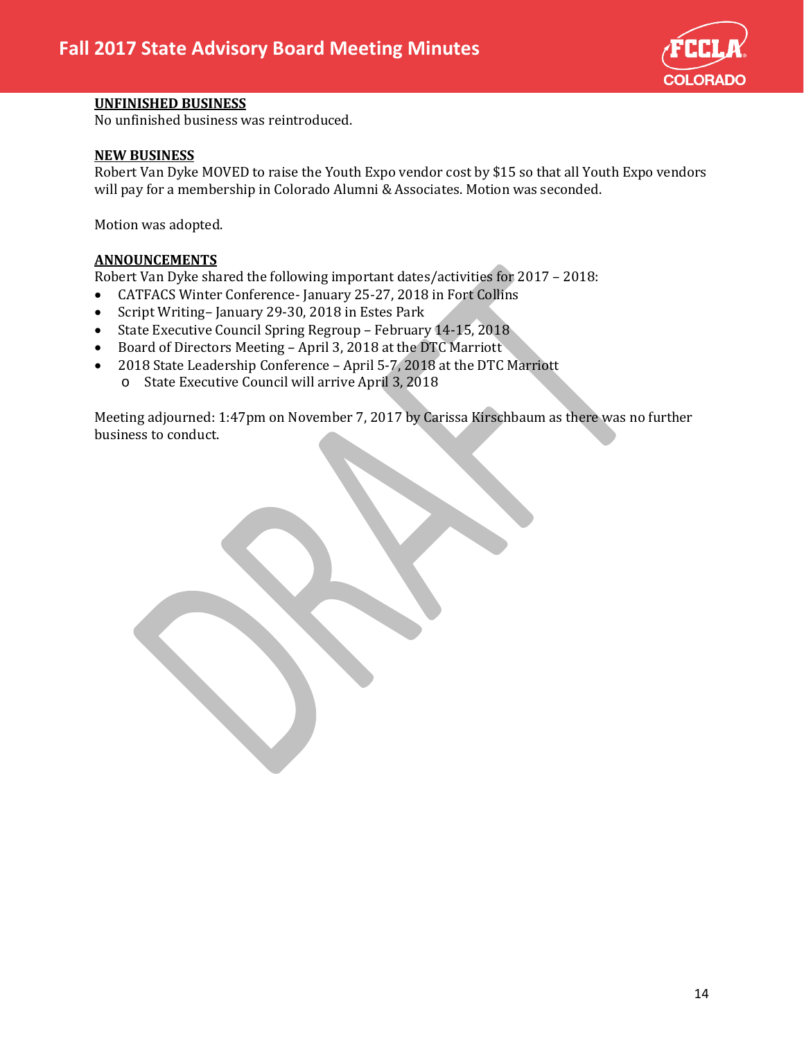**UNFINISHED BUSINESS**

No unfinished business was reintroduced.

**NEW BUSINESS**

Robert Van Dyke MOVED to raise the Youth Expo vendor cost by $15 so that all Youth Expo vendors will pay for a membership in Colorado Alumni & Associates. Motion was seconded.

Motion was adopted.

**ANNOUNCEMENTS**

Robert Van Dyke shared the following important dates/activities for 2017 – 2018:

- CATFACS Winter Conference- January 25-27, 2018 in Fort Collins
- Script Writing– January 29-30, 2018 in Estes Park
- State Executive Council Spring Regroup – February 14-15, 2018
- Board of Directors Meeting – April 3, 2018 at the DTC Marriott
- 2018 State Leadership Conference – April 5-7, 2018 at the DTC Marriott
  - State Executive Council will arrive April 3, 2018

Meeting adjourned: 1:47pm on November 7, 2017 by Carissa Kirschbaum as there was no further business to conduct.